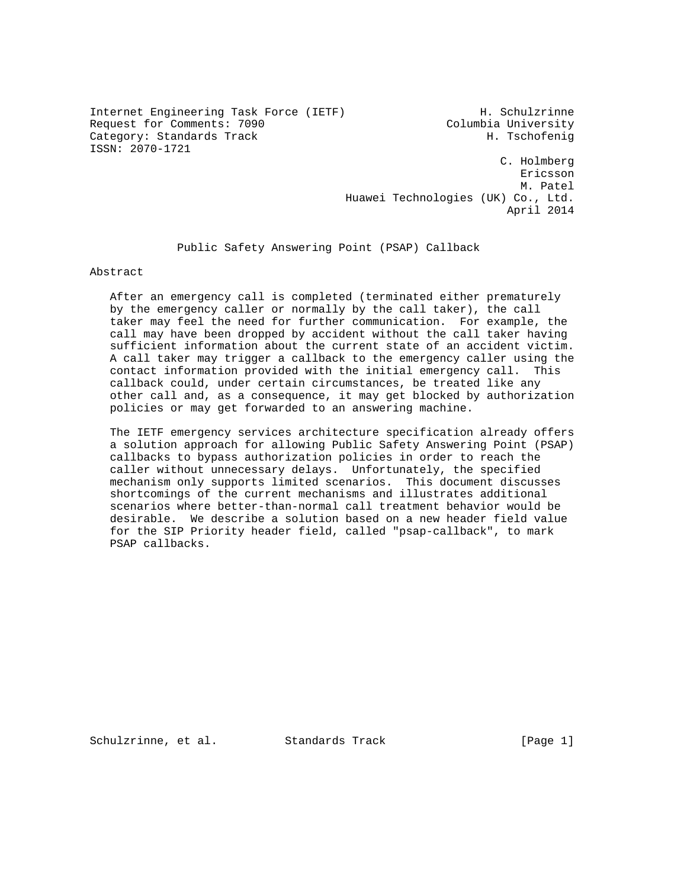Internet Engineering Task Force (IETF) H. Schulzrinne
Request for Comments: 7090 Columbia University
Category: Standards Track H. Tschofenig
ISSN: 2070-1721

C. Holmberg
Ericsson
M. Patel
Huawei Technologies (UK) Co., Ltd.
April 2014

# Public Safety Answering Point (PSAP) Callback

## Abstract

After an emergency call is completed (terminated either prematurely by the emergency caller or normally by the call taker), the call taker may feel the need for further communication. For example, the call may have been dropped by accident without the call taker having sufficient information about the current state of an accident victim. A call taker may trigger a callback to the emergency caller using the contact information provided with the initial emergency call. This callback could, under certain circumstances, be treated like any other call and, as a consequence, it may get blocked by authorization policies or may get forwarded to an answering machine.

The IETF emergency services architecture specification already offers a solution approach for allowing Public Safety Answering Point (PSAP) callbacks to bypass authorization policies in order to reach the caller without unnecessary delays. Unfortunately, the specified mechanism only supports limited scenarios. This document discusses shortcomings of the current mechanisms and illustrates additional scenarios where better-than-normal call treatment behavior would be desirable. We describe a solution based on a new header field value for the SIP Priority header field, called "psap-callback", to mark PSAP callbacks.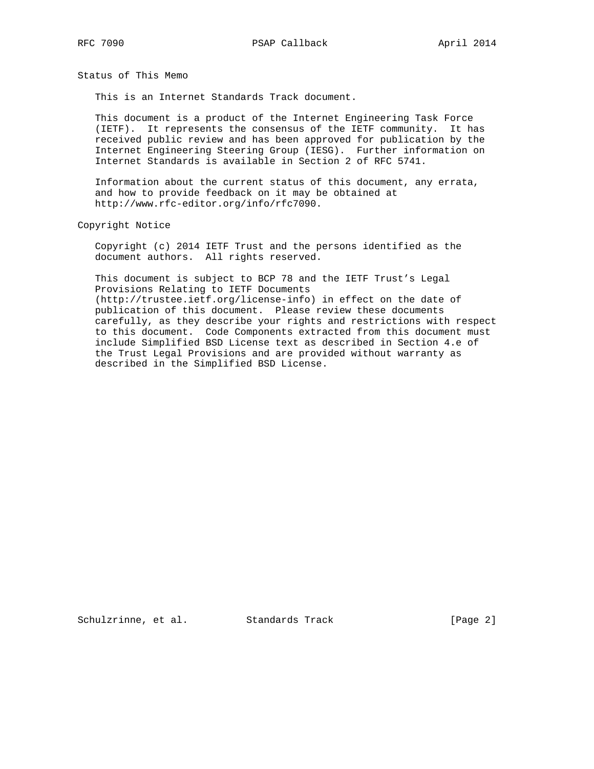## Status of This Memo

This is an Internet Standards Track document.

This document is a product of the Internet Engineering Task Force (IETF). It represents the consensus of the IETF community. It has received public review and has been approved for publication by the Internet Engineering Steering Group (IESG). Further information on Internet Standards is available in Section 2 of RFC 5741.

Information about the current status of this document, any errata, and how to provide feedback on it may be obtained at http://www.rfc-editor.org/info/rfc7090.

## Copyright Notice

Copyright (c) 2014 IETF Trust and the persons identified as the document authors. All rights reserved.

This document is subject to BCP 78 and the IETF Trust's Legal Provisions Relating to IETF Documents (http://trustee.ietf.org/license-info) in effect on the date of publication of this document. Please review these documents carefully, as they describe your rights and restrictions with respect to this document. Code Components extracted from this document must include Simplified BSD License text as described in Section 4.e of the Trust Legal Provisions and are provided without warranty as described in the Simplified BSD License.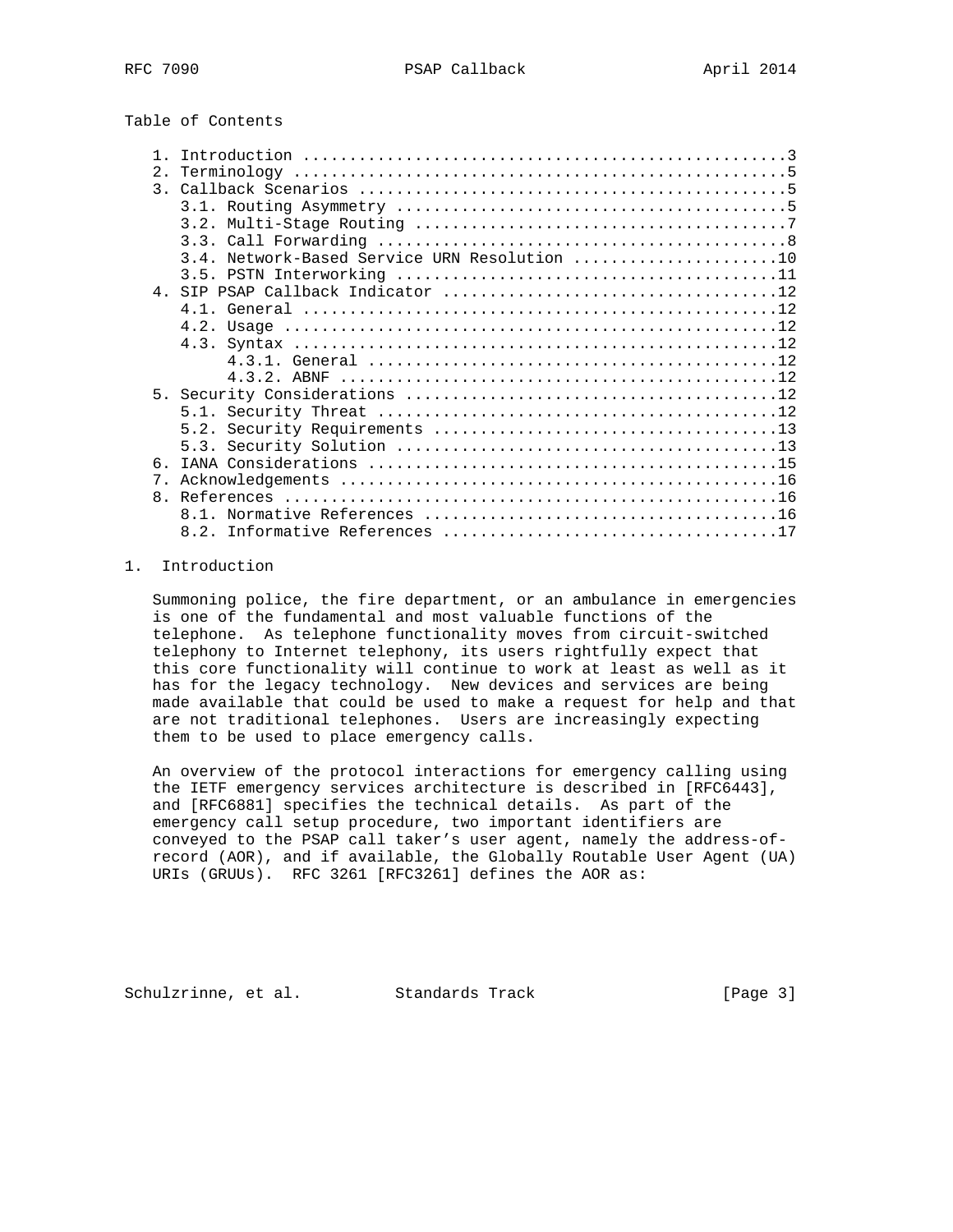Table of Contents

```
   1. Introduction ....................................................3
   2. Terminology .....................................................5
   3. Callback Scenarios ..............................................5
      3.1. Routing Asymmetry ..........................................5
      3.2. Multi-Stage Routing ........................................7
      3.3. Call Forwarding ............................................8
      3.4. Network-Based Service URN Resolution ......................10
      3.5. PSTN Interworking .........................................11
   4. SIP PSAP Callback Indicator ....................................12
      4.1. General ...................................................12
      4.2. Usage .....................................................12
      4.3. Syntax ....................................................12
           4.3.1. General ............................................12
           4.3.2. ABNF ...............................................12
   5. Security Considerations ........................................12
      5.1. Security Threat ...........................................12
      5.2. Security Requirements .....................................13
      5.3. Security Solution .........................................13
   6. IANA Considerations ............................................15
   7. Acknowledgements ...............................................16
   8. References .....................................................16
      8.1. Normative References ......................................16
      8.2. Informative References ....................................17
```

# 1. Introduction

Summoning police, the fire department, or an ambulance in emergencies is one of the fundamental and most valuable functions of the telephone. As telephone functionality moves from circuit-switched telephony to Internet telephony, its users rightfully expect that this core functionality will continue to work at least as well as it has for the legacy technology. New devices and services are being made available that could be used to make a request for help and that are not traditional telephones. Users are increasingly expecting them to be used to place emergency calls.

An overview of the protocol interactions for emergency calling using the IETF emergency services architecture is described in [RFC6443], and [RFC6881] specifies the technical details. As part of the emergency call setup procedure, two important identifiers are conveyed to the PSAP call taker's user agent, namely the address-of-record (AOR), and if available, the Globally Routable User Agent (UA) URIs (GRUUs). RFC 3261 [RFC3261] defines the AOR as: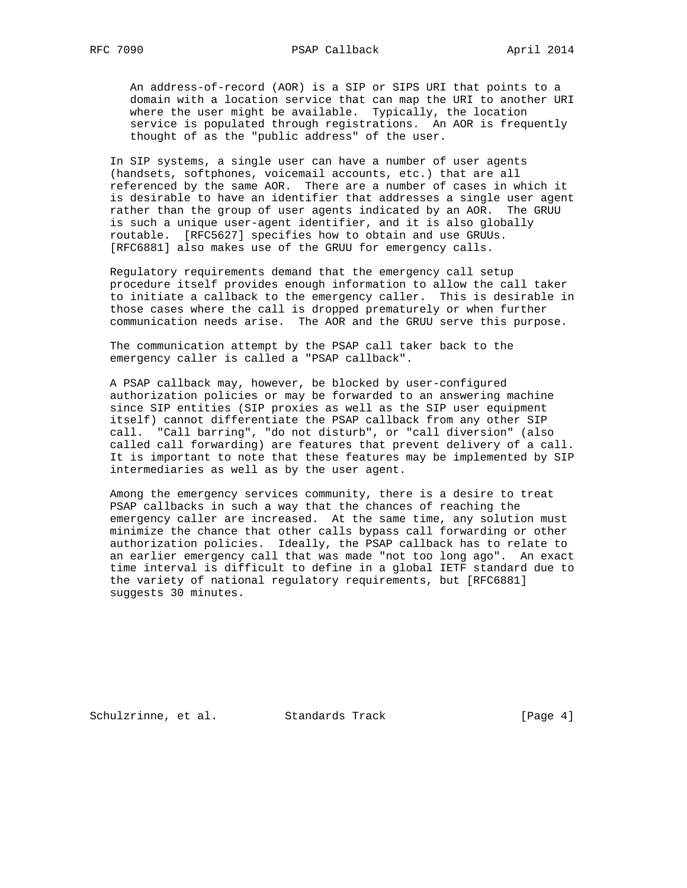An address-of-record (AOR) is a SIP or SIPS URI that points to a domain with a location service that can map the URI to another URI where the user might be available. Typically, the location service is populated through registrations. An AOR is frequently thought of as the "public address" of the user.

In SIP systems, a single user can have a number of user agents (handsets, softphones, voicemail accounts, etc.) that are all referenced by the same AOR. There are a number of cases in which it is desirable to have an identifier that addresses a single user agent rather than the group of user agents indicated by an AOR. The GRUU is such a unique user-agent identifier, and it is also globally routable. [RFC5627] specifies how to obtain and use GRUUs. [RFC6881] also makes use of the GRUU for emergency calls.

Regulatory requirements demand that the emergency call setup procedure itself provides enough information to allow the call taker to initiate a callback to the emergency caller. This is desirable in those cases where the call is dropped prematurely or when further communication needs arise. The AOR and the GRUU serve this purpose.

The communication attempt by the PSAP call taker back to the emergency caller is called a "PSAP callback".

A PSAP callback may, however, be blocked by user-configured authorization policies or may be forwarded to an answering machine since SIP entities (SIP proxies as well as the SIP user equipment itself) cannot differentiate the PSAP callback from any other SIP call. "Call barring", "do not disturb", or "call diversion" (also called call forwarding) are features that prevent delivery of a call. It is important to note that these features may be implemented by SIP intermediaries as well as by the user agent.

Among the emergency services community, there is a desire to treat PSAP callbacks in such a way that the chances of reaching the emergency caller are increased. At the same time, any solution must minimize the chance that other calls bypass call forwarding or other authorization policies. Ideally, the PSAP callback has to relate to an earlier emergency call that was made "not too long ago". An exact time interval is difficult to define in a global IETF standard due to the variety of national regulatory requirements, but [RFC6881] suggests 30 minutes.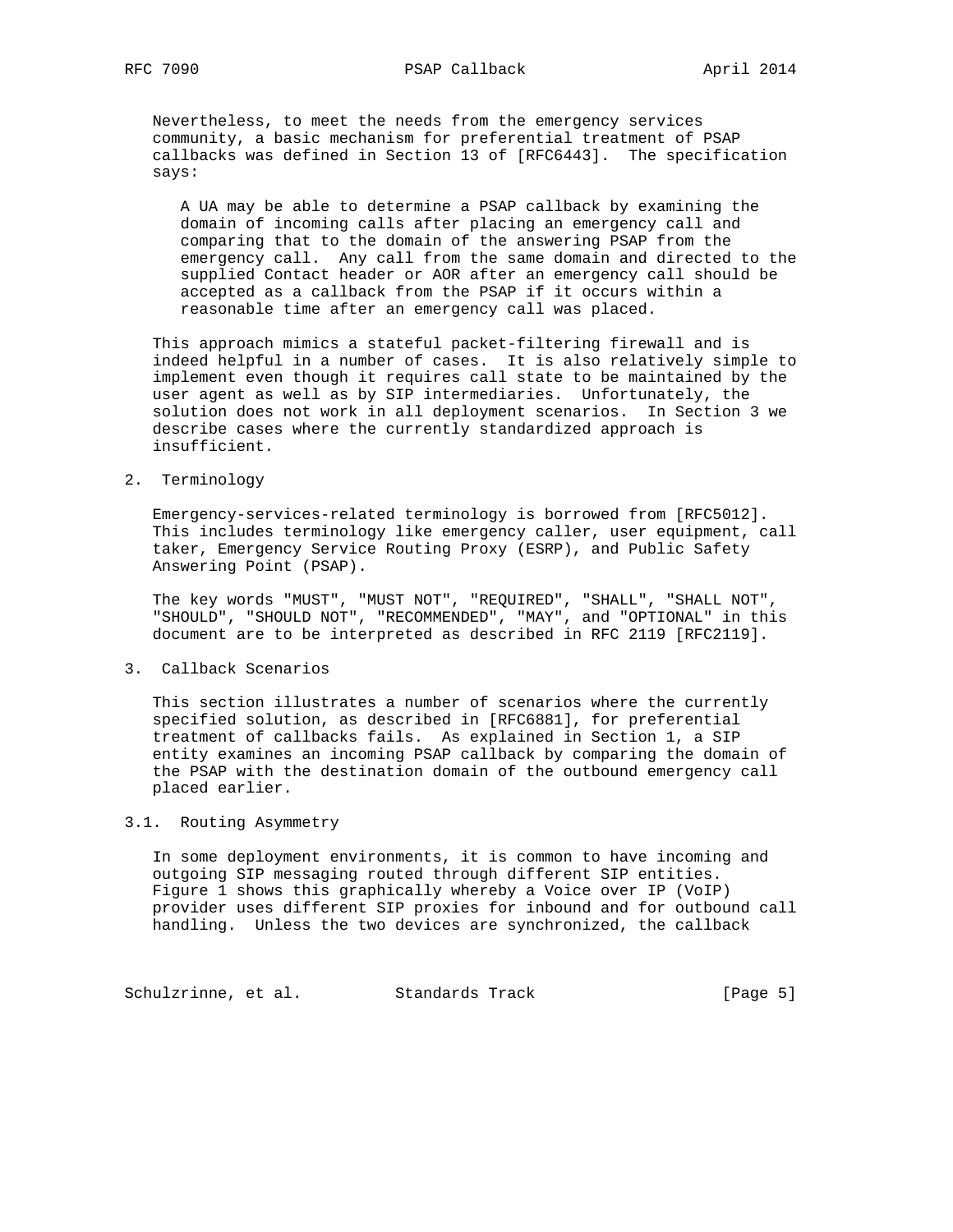Nevertheless, to meet the needs from the emergency services community, a basic mechanism for preferential treatment of PSAP callbacks was defined in Section 13 of [RFC6443]. The specification says:

> A UA may be able to determine a PSAP callback by examining the domain of incoming calls after placing an emergency call and comparing that to the domain of the answering PSAP from the emergency call. Any call from the same domain and directed to the supplied Contact header or AOR after an emergency call should be accepted as a callback from the PSAP if it occurs within a reasonable time after an emergency call was placed.

This approach mimics a stateful packet-filtering firewall and is indeed helpful in a number of cases. It is also relatively simple to implement even though it requires call state to be maintained by the user agent as well as by SIP intermediaries. Unfortunately, the solution does not work in all deployment scenarios. In Section 3 we describe cases where the currently standardized approach is insufficient.

## 2. Terminology

Emergency-services-related terminology is borrowed from [RFC5012]. This includes terminology like emergency caller, user equipment, call taker, Emergency Service Routing Proxy (ESRP), and Public Safety Answering Point (PSAP).

The key words "MUST", "MUST NOT", "REQUIRED", "SHALL", "SHALL NOT", "SHOULD", "SHOULD NOT", "RECOMMENDED", "MAY", and "OPTIONAL" in this document are to be interpreted as described in RFC 2119 [RFC2119].

## 3. Callback Scenarios

This section illustrates a number of scenarios where the currently specified solution, as described in [RFC6881], for preferential treatment of callbacks fails. As explained in Section 1, a SIP entity examines an incoming PSAP callback by comparing the domain of the PSAP with the destination domain of the outbound emergency call placed earlier.

### 3.1. Routing Asymmetry

In some deployment environments, it is common to have incoming and outgoing SIP messaging routed through different SIP entities. Figure 1 shows this graphically whereby a Voice over IP (VoIP) provider uses different SIP proxies for inbound and for outbound call handling. Unless the two devices are synchronized, the callback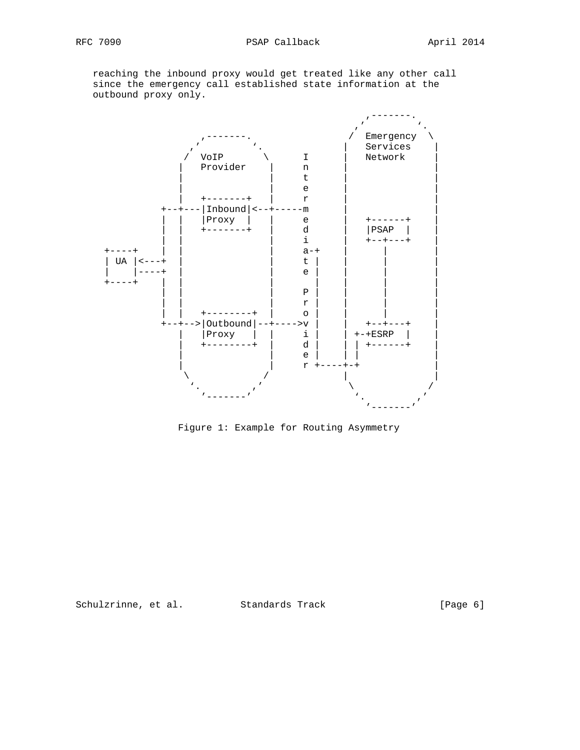reaching the inbound proxy would get treated like any other call since the emergency call established state information at the outbound proxy only.

```
                                                ,-------.
                                              ,'         `.
                  ,-------.                  /  Emergency  \
                ,'         `.               |   Services    |
               /  VoIP       \      I       |   Network     |
              |   Provider    |     n       |               |
              |               |     t       |               |
              |               |     e       |               |
              |   +-------+   |     r       |               |
           +--+---|Inbound|<--+-----m       |               |
           |  |   |Proxy  |   |     e       |   +------+    |
           |  |   +-------+   |     d       |   |PSAP  |    |
           |  |               |     i       |   +--+---+    |
  +----+   |  |               |     a-+     |      |        |
  | UA |<--+  |               |     t |     |      |        |
  |    |----+ |               |     e |     |      |        |
  +----+   |  |               |       |     |      |        |
           |  |               |     P |     |      |        |
           |  |               |     r |     |      |        |
           |  |   +--------+  |     o |     |      |        |
           +--+-->|Outbound|--+---->v |     |   +--+---+    |
              |   |Proxy   |  |     i |     | +-+ESRP  |    |
              |   +--------+  |     d |     | | +------+    |
              |               |     e |     | |             |
              |               |     r +-----+-+             |
               \             /              |               |
                `.         ,'                \             /
                  '-------'                   `.         ,'
                                                '-------'
```

Figure 1: Example for Routing Asymmetry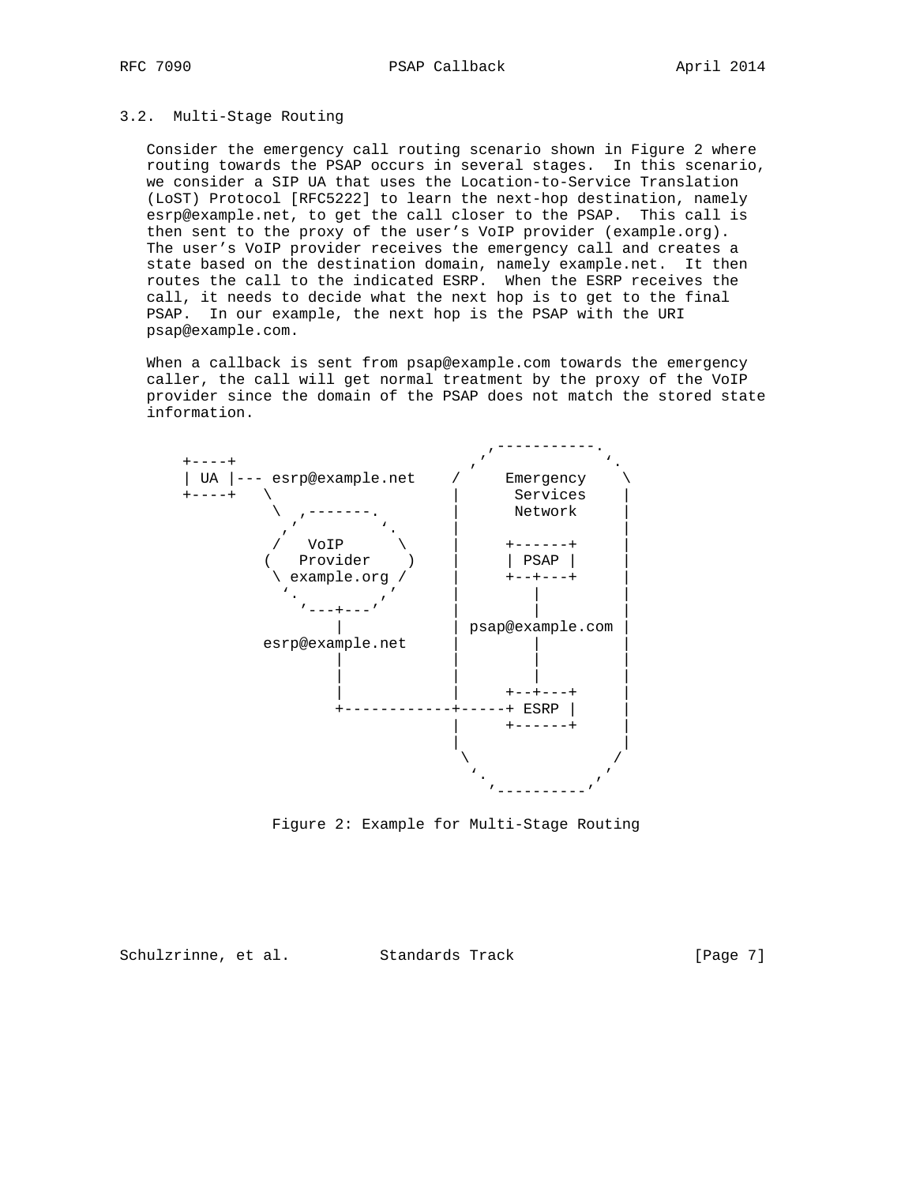### 3.2. Multi-Stage Routing

Consider the emergency call routing scenario shown in Figure 2 where routing towards the PSAP occurs in several stages. In this scenario, we consider a SIP UA that uses the Location-to-Service Translation (LoST) Protocol [RFC5222] to learn the next-hop destination, namely esrp@example.net, to get the call closer to the PSAP. This call is then sent to the proxy of the user's VoIP provider (example.org). The user's VoIP provider receives the emergency call and creates a state based on the destination domain, namely example.net. It then routes the call to the indicated ESRP. When the ESRP receives the call, it needs to decide what the next hop is to get to the final PSAP. In our example, the next hop is the PSAP with the URI psap@example.com.

When a callback is sent from psap@example.com towards the emergency caller, the call will get normal treatment by the proxy of the VoIP provider since the domain of the PSAP does not match the stored state information.

```
                                      ,-----------.
   +----+                           ,'             `.
   | UA |--- esrp@example.net    /     Emergency    \
   +----+   \                   |      Services     |
             \  ,-------.       |      Network      |
              ,'         `.     |                   |
             /   VoIP      \    |     +------+      |
            (   Provider    )   |     | PSAP |      |
             \ example.org /    |     +--+---+      |
              `.         ,'     |        |          |
                '---+---'       |        |          |
                    |           | psap@example.com  |
            esrp@example.net    |        |          |
                    |           |        |          |
                    |           |        |          |
                    |           |     +--+---+      |
                    +-----------+-----+ ESRP |      |
                                |     +------+      |
                                |                   |
                                 \                 /
                                  `.             ,'
                                    '-----------'
```

Figure 2: Example for Multi-Stage Routing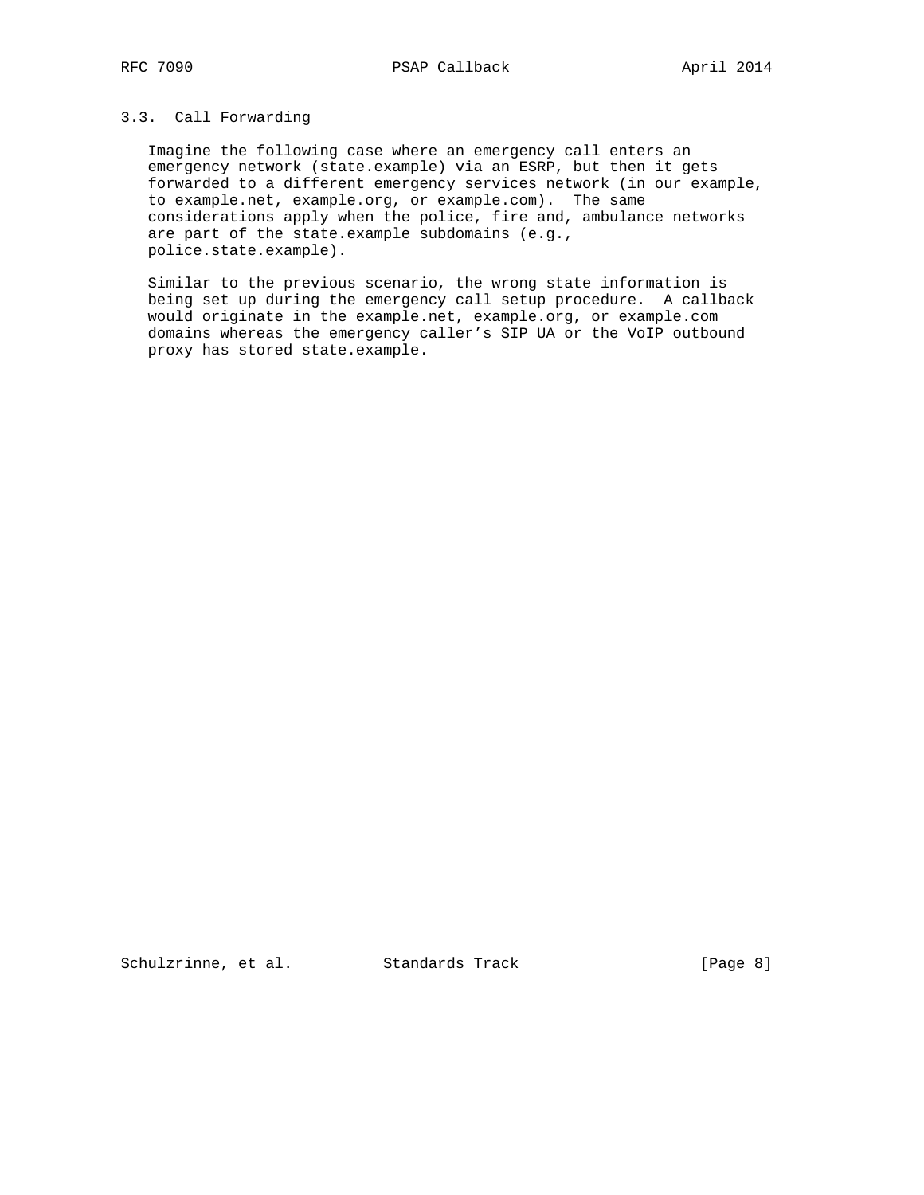### 3.3. Call Forwarding

Imagine the following case where an emergency call enters an emergency network (state.example) via an ESRP, but then it gets forwarded to a different emergency services network (in our example, to example.net, example.org, or example.com). The same considerations apply when the police, fire and, ambulance networks are part of the state.example subdomains (e.g., police.state.example).

Similar to the previous scenario, the wrong state information is being set up during the emergency call setup procedure. A callback would originate in the example.net, example.org, or example.com domains whereas the emergency caller's SIP UA or the VoIP outbound proxy has stored state.example.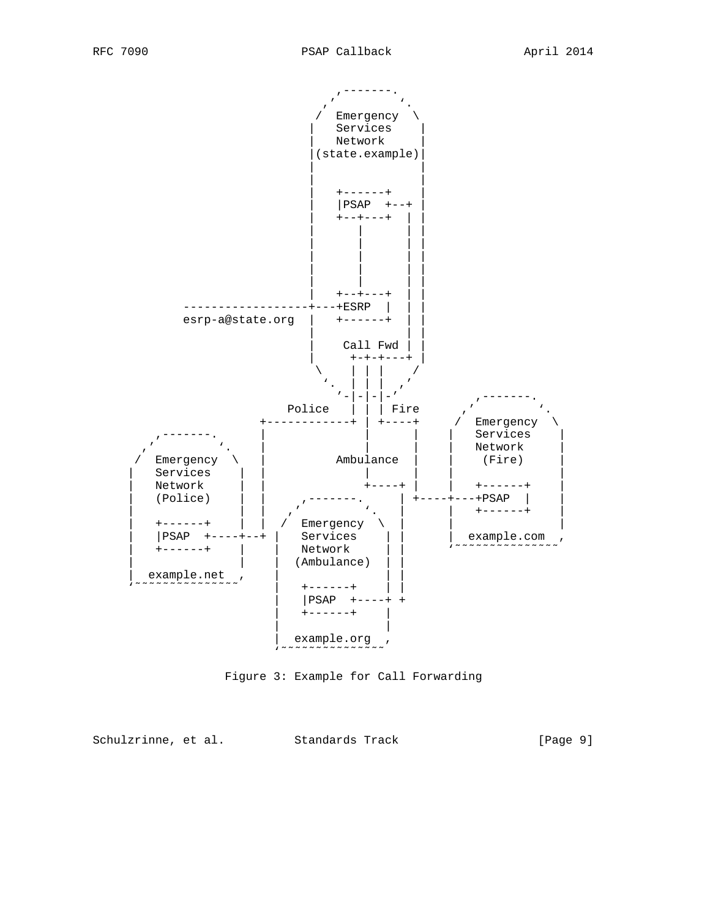```
                                   ,-------.
                                 ,'         `.
                                /  Emergency  \
                               |   Services    |
                               |   Network     |
                               |(state.example)|
                               |               |
                               |               |
                               |   +------+    |
                               |   |PSAP  +--+ |
                               |   +--+---+  | |
                               |      |      | |
                               |      |      | |
                               |      |      | |
                               |      |      | |
                               |      |      | |
                               |   +--+---+  | |
          -----------------+---+ESRP  |  | |
          esrp-a@state.org |   +------+  | |
                               |             | |
                               |    Call Fwd | |
                               |     +-+-+-+---+ |
                                \    | | |    /
                                 `.  | | |  ,'
                                   '-|-|-|-'        ,-------.
                         Police   | | | Fire      ,'         `.
                     +------------+ | +----+     /  Emergency  \
      ,-------.      |              |      |    |   Services    |
    ,'         `.    |              |      |    |   Network     |
   /  Emergency  \   |        Ambulance  |    |    (Fire)     |
  |   Services    |  |              |      |    |               |
  |   Network     |  |              +----+ |    |   +------+    |
  |   (Police)    |  |    ,-------.      | +----+---+PSAP  |    |
  |               |  |  ,'         `.    |      |   +------+    |
  |   +------+    |  | /  Emergency  \  |      |               |
  |   |PSAP  +----+--+ |   Services    | |      |  example.com  ,
  |   +------+    |    |   Network     | |      '~~~~~~~~~~~~~~~'
  |               |    |  (Ambulance)  | |
  |  example.net  ,    |               | |
  '~~~~~~~~~~~~~~~'    |   +------+    | |
                       |   |PSAP  +----+ +
                       |   +------+    |
                       |               |
                       |  example.org  ,
                       '~~~~~~~~~~~~~~~'
```

Figure 3: Example for Call Forwarding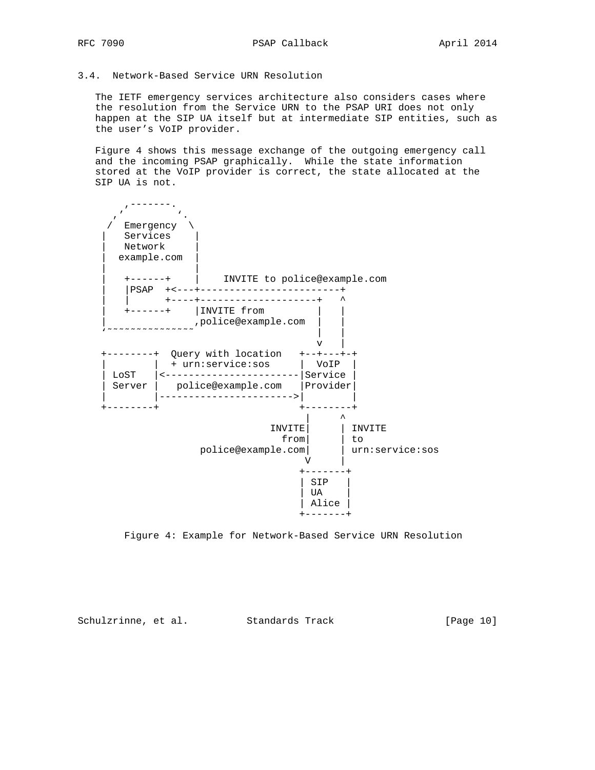### 3.4. Network-Based Service URN Resolution

The IETF emergency services architecture also considers cases where the resolution from the Service URN to the PSAP URI does not only happen at the SIP UA itself but at intermediate SIP entities, such as the user's VoIP provider.

Figure 4 shows this message exchange of the outgoing emergency call and the incoming PSAP graphically. While the state information stored at the VoIP provider is correct, the state allocated at the SIP UA is not.

```
        ,-------.
      ,'         `.
     /  Emergency  \
    |   Services    |
    |   Network     |
    |  example.com  |
    |               |
    |   +------+    |    INVITE to police@example.com
    |   |PSAP  +<---+------------------------+
    |   |      +----+--------------------+   ^
    |   +------+    |INVITE from         |   |
    |              ,police@example.com   |   |
    '~~~~~~~~~~~~~~~'                    |   |
                                         v   |
   +--------+  Query with location   +--+---+-+
   |        |  + urn:service:sos     |  VoIP  |
   | LoST   |<-----------------------|Service |
   | Server |   police@example.com   |Provider|
   |        |----------------------->|        |
   +--------+                        +--------+
                                       |     ^
                                 INVITE|     | INVITE
                                   from|     | to
                     police@example.com|     | urn:service:sos
                                       V     |
                                     +-------+
                                     | SIP   |
                                     | UA    |
                                     | Alice |
                                     +-------+
```

Figure 4: Example for Network-Based Service URN Resolution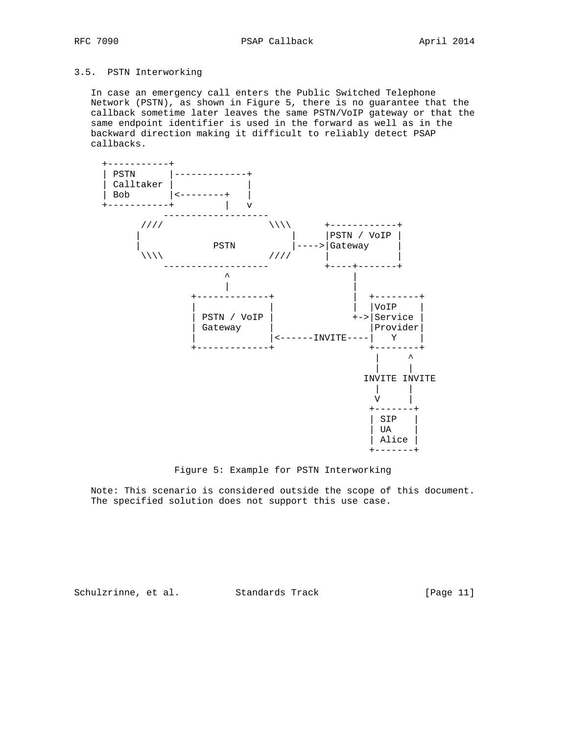### 3.5. PSTN Interworking

In case an emergency call enters the Public Switched Telephone Network (PSTN), as shown in Figure 5, there is no guarantee that the callback sometime later leaves the same PSTN/VoIP gateway or that the same endpoint identifier is used in the forward as well as in the backward direction making it difficult to reliably detect PSAP callbacks.

```
  +-----------+
  | PSTN      |-------------+
  | Calltaker |             |
  | Bob       |<--------+   |
  +-----------+         |   v
           -------------------
        ////                 \\\\      +------------+
       |                         |     |PSTN / VoIP |
       |            PSTN         |---->|Gateway     |
        \\\\                 ////      |            |
           -------------------         +----+-------+
                     ^                      |
                     |                      |
              +-------------+               |  +--------+
              |             |               |  |VoIP    |
              | PSTN / VoIP |               +->|Service |
              | Gateway     |                  |Provider|
              |             |<------INVITE----|   Y    |
              +-------------+                  +--------+
                                                |     ^
                                                |     |
                                              INVITE INVITE
                                                |     |
                                                V     |
                                               +-------+
                                               | SIP   |
                                               | UA    |
                                               | Alice |
                                               +-------+
```

Figure 5: Example for PSTN Interworking

Note: This scenario is considered outside the scope of this document. The specified solution does not support this use case.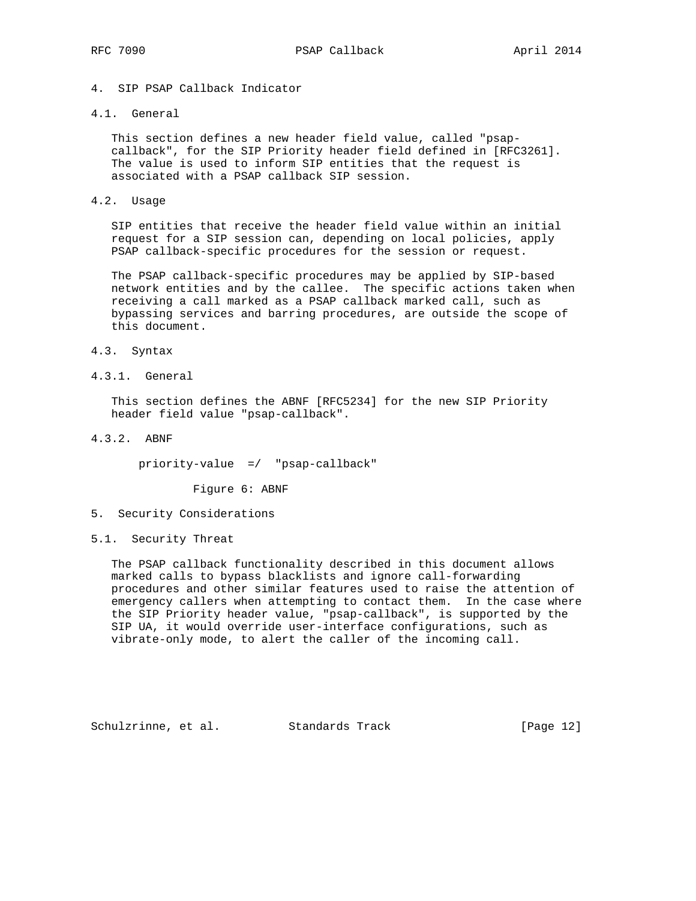## 4. SIP PSAP Callback Indicator

### 4.1. General

This section defines a new header field value, called "psap-callback", for the SIP Priority header field defined in [RFC3261]. The value is used to inform SIP entities that the request is associated with a PSAP callback SIP session.

### 4.2. Usage

SIP entities that receive the header field value within an initial request for a SIP session can, depending on local policies, apply PSAP callback-specific procedures for the session or request.

The PSAP callback-specific procedures may be applied by SIP-based network entities and by the callee. The specific actions taken when receiving a call marked as a PSAP callback marked call, such as bypassing services and barring procedures, are outside the scope of this document.

### 4.3. Syntax

#### 4.3.1. General

This section defines the ABNF [RFC5234] for the new SIP Priority header field value "psap-callback".

#### 4.3.2. ABNF

```
priority-value  =/  "psap-callback"
```

Figure 6: ABNF

## 5. Security Considerations

### 5.1. Security Threat

The PSAP callback functionality described in this document allows marked calls to bypass blacklists and ignore call-forwarding procedures and other similar features used to raise the attention of emergency callers when attempting to contact them. In the case where the SIP Priority header value, "psap-callback", is supported by the SIP UA, it would override user-interface configurations, such as vibrate-only mode, to alert the caller of the incoming call.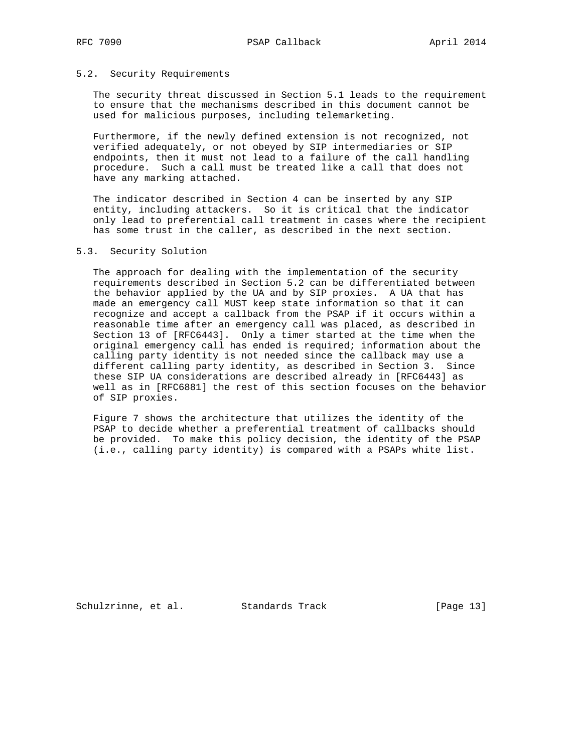## 5.2. Security Requirements

The security threat discussed in Section 5.1 leads to the requirement to ensure that the mechanisms described in this document cannot be used for malicious purposes, including telemarketing.

Furthermore, if the newly defined extension is not recognized, not verified adequately, or not obeyed by SIP intermediaries or SIP endpoints, then it must not lead to a failure of the call handling procedure. Such a call must be treated like a call that does not have any marking attached.

The indicator described in Section 4 can be inserted by any SIP entity, including attackers. So it is critical that the indicator only lead to preferential call treatment in cases where the recipient has some trust in the caller, as described in the next section.

## 5.3. Security Solution

The approach for dealing with the implementation of the security requirements described in Section 5.2 can be differentiated between the behavior applied by the UA and by SIP proxies. A UA that has made an emergency call MUST keep state information so that it can recognize and accept a callback from the PSAP if it occurs within a reasonable time after an emergency call was placed, as described in Section 13 of [RFC6443]. Only a timer started at the time when the original emergency call has ended is required; information about the calling party identity is not needed since the callback may use a different calling party identity, as described in Section 3. Since these SIP UA considerations are described already in [RFC6443] as well as in [RFC6881] the rest of this section focuses on the behavior of SIP proxies.

Figure 7 shows the architecture that utilizes the identity of the PSAP to decide whether a preferential treatment of callbacks should be provided. To make this policy decision, the identity of the PSAP (i.e., calling party identity) is compared with a PSAPs white list.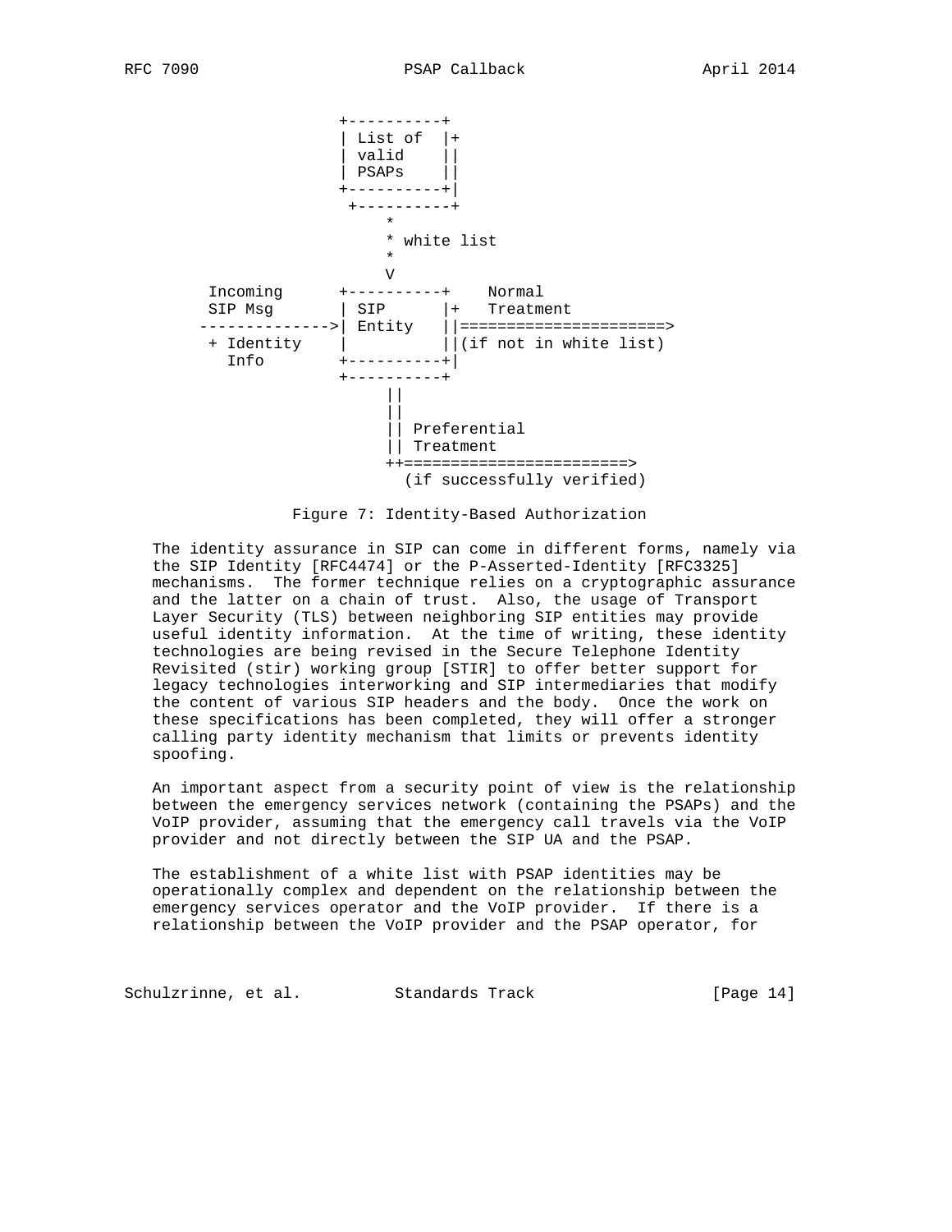```
                    +----------+
                    | List of  |+
                    | valid    ||
                    | PSAPs    ||
                    +----------+|
                     +----------+
                         *
                         * white list
                         *
                         V
      Incoming      +----------+    Normal
      SIP Msg       | SIP      |+   Treatment
    -------------->| Entity   ||=====================>
      + Identity    |          ||(if not in white list)
        Info        +----------+|
                    +----------+
                         ||
                         ||
                         || Preferential
                         || Treatment
                         ++=======================>
                           (if successfully verified)
```

Figure 7: Identity-Based Authorization

The identity assurance in SIP can come in different forms, namely via the SIP Identity [RFC4474] or the P-Asserted-Identity [RFC3325] mechanisms. The former technique relies on a cryptographic assurance and the latter on a chain of trust. Also, the usage of Transport Layer Security (TLS) between neighboring SIP entities may provide useful identity information. At the time of writing, these identity technologies are being revised in the Secure Telephone Identity Revisited (stir) working group [STIR] to offer better support for legacy technologies interworking and SIP intermediaries that modify the content of various SIP headers and the body. Once the work on these specifications has been completed, they will offer a stronger calling party identity mechanism that limits or prevents identity spoofing.

An important aspect from a security point of view is the relationship between the emergency services network (containing the PSAPs) and the VoIP provider, assuming that the emergency call travels via the VoIP provider and not directly between the SIP UA and the PSAP.

The establishment of a white list with PSAP identities may be operationally complex and dependent on the relationship between the emergency services operator and the VoIP provider. If there is a relationship between the VoIP provider and the PSAP operator, for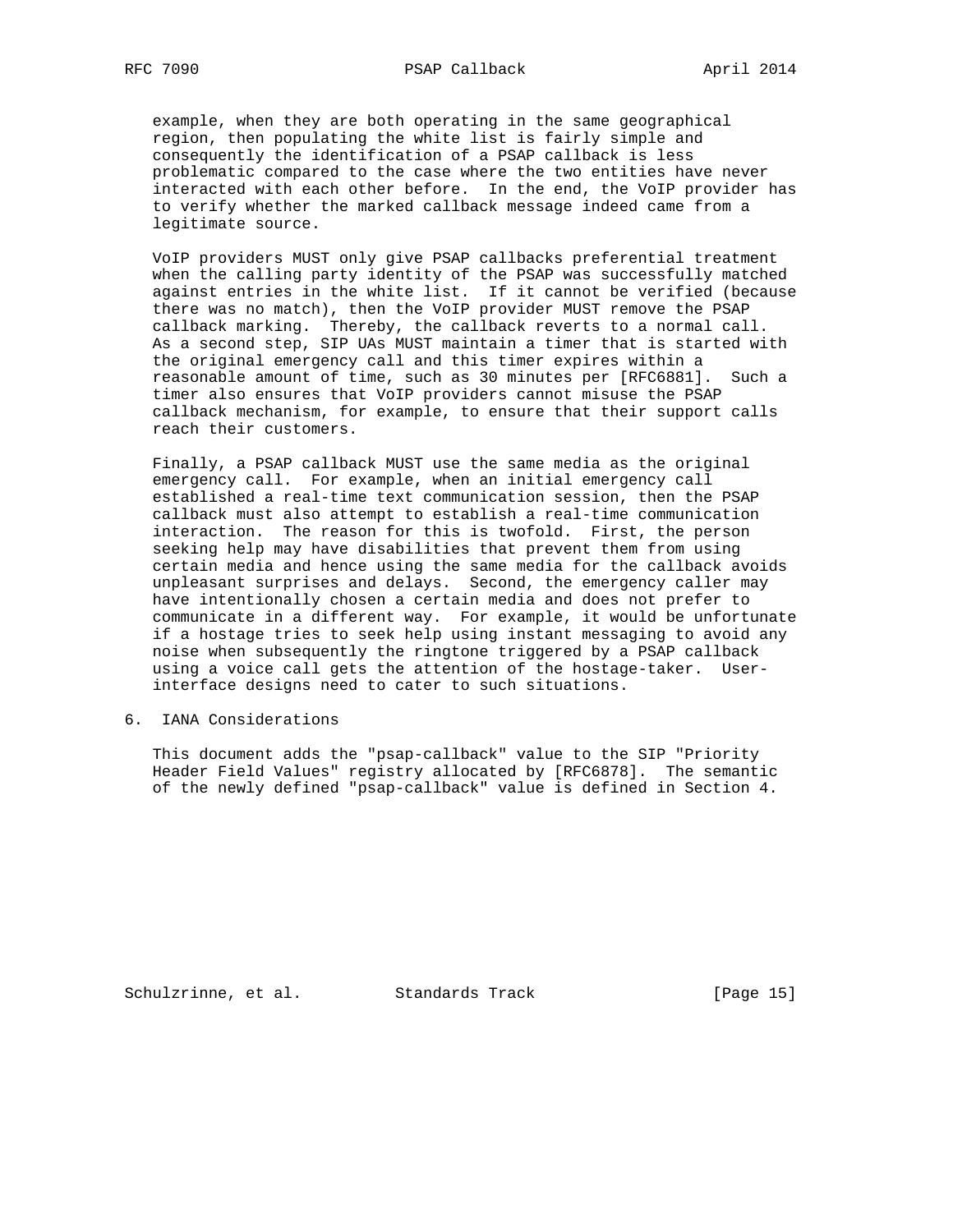example, when they are both operating in the same geographical region, then populating the white list is fairly simple and consequently the identification of a PSAP callback is less problematic compared to the case where the two entities have never interacted with each other before. In the end, the VoIP provider has to verify whether the marked callback message indeed came from a legitimate source.

VoIP providers MUST only give PSAP callbacks preferential treatment when the calling party identity of the PSAP was successfully matched against entries in the white list. If it cannot be verified (because there was no match), then the VoIP provider MUST remove the PSAP callback marking. Thereby, the callback reverts to a normal call. As a second step, SIP UAs MUST maintain a timer that is started with the original emergency call and this timer expires within a reasonable amount of time, such as 30 minutes per [RFC6881]. Such a timer also ensures that VoIP providers cannot misuse the PSAP callback mechanism, for example, to ensure that their support calls reach their customers.

Finally, a PSAP callback MUST use the same media as the original emergency call. For example, when an initial emergency call established a real-time text communication session, then the PSAP callback must also attempt to establish a real-time communication interaction. The reason for this is twofold. First, the person seeking help may have disabilities that prevent them from using certain media and hence using the same media for the callback avoids unpleasant surprises and delays. Second, the emergency caller may have intentionally chosen a certain media and does not prefer to communicate in a different way. For example, it would be unfortunate if a hostage tries to seek help using instant messaging to avoid any noise when subsequently the ringtone triggered by a PSAP callback using a voice call gets the attention of the hostage-taker. User-interface designs need to cater to such situations.

## 6. IANA Considerations

This document adds the "psap-callback" value to the SIP "Priority Header Field Values" registry allocated by [RFC6878]. The semantic of the newly defined "psap-callback" value is defined in Section 4.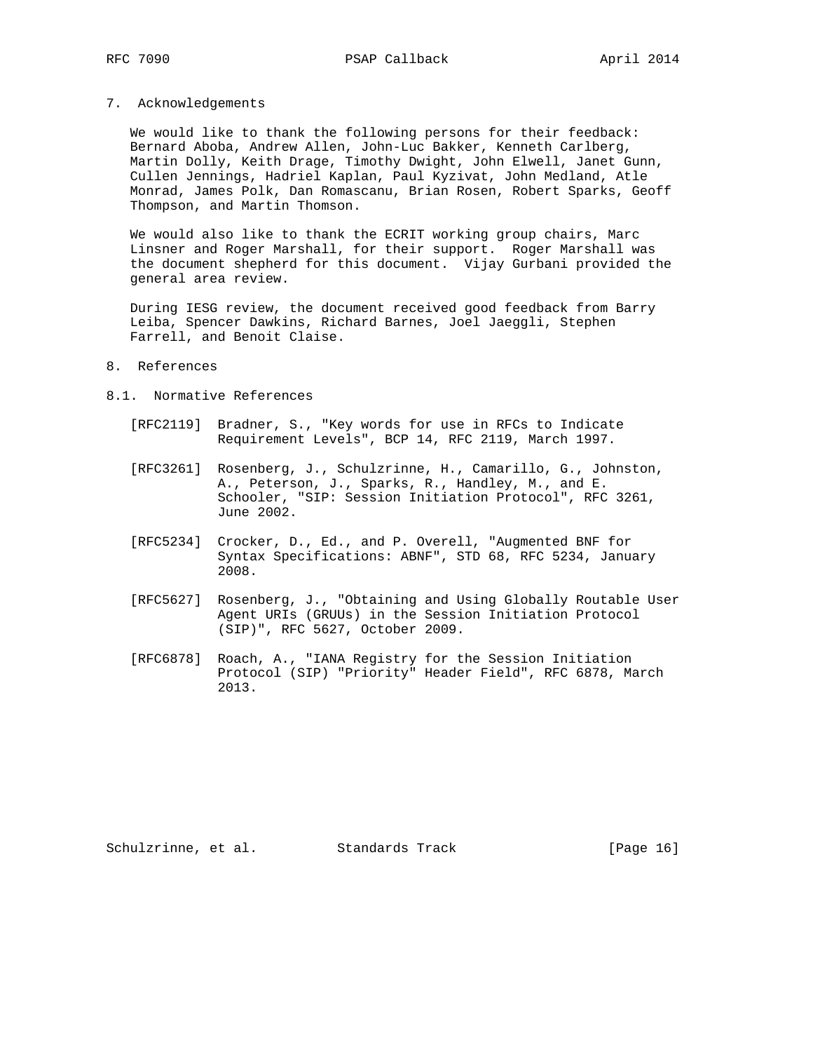## 7. Acknowledgements

We would like to thank the following persons for their feedback: Bernard Aboba, Andrew Allen, John-Luc Bakker, Kenneth Carlberg, Martin Dolly, Keith Drage, Timothy Dwight, John Elwell, Janet Gunn, Cullen Jennings, Hadriel Kaplan, Paul Kyzivat, John Medland, Atle Monrad, James Polk, Dan Romascanu, Brian Rosen, Robert Sparks, Geoff Thompson, and Martin Thomson.

We would also like to thank the ECRIT working group chairs, Marc Linsner and Roger Marshall, for their support. Roger Marshall was the document shepherd for this document. Vijay Gurbani provided the general area review.

During IESG review, the document received good feedback from Barry Leiba, Spencer Dawkins, Richard Barnes, Joel Jaeggli, Stephen Farrell, and Benoit Claise.

## 8. References

### 8.1. Normative References

[RFC2119] Bradner, S., "Key words for use in RFCs to Indicate Requirement Levels", BCP 14, RFC 2119, March 1997.

[RFC3261] Rosenberg, J., Schulzrinne, H., Camarillo, G., Johnston, A., Peterson, J., Sparks, R., Handley, M., and E. Schooler, "SIP: Session Initiation Protocol", RFC 3261, June 2002.

[RFC5234] Crocker, D., Ed., and P. Overell, "Augmented BNF for Syntax Specifications: ABNF", STD 68, RFC 5234, January 2008.

[RFC5627] Rosenberg, J., "Obtaining and Using Globally Routable User Agent URIs (GRUUs) in the Session Initiation Protocol (SIP)", RFC 5627, October 2009.

[RFC6878] Roach, A., "IANA Registry for the Session Initiation Protocol (SIP) "Priority" Header Field", RFC 6878, March 2013.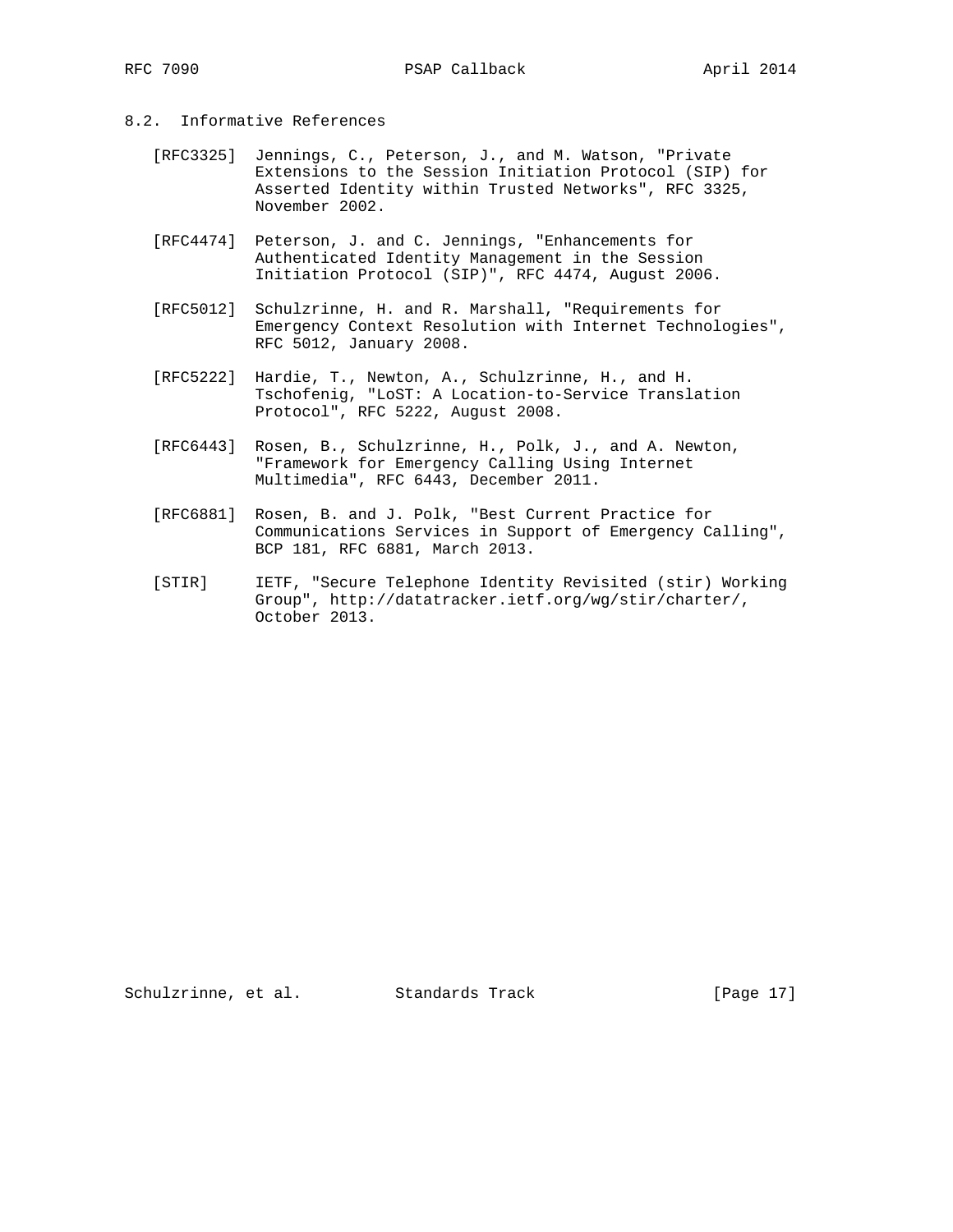### 8.2. Informative References

[RFC3325] Jennings, C., Peterson, J., and M. Watson, "Private Extensions to the Session Initiation Protocol (SIP) for Asserted Identity within Trusted Networks", RFC 3325, November 2002.

[RFC4474] Peterson, J. and C. Jennings, "Enhancements for Authenticated Identity Management in the Session Initiation Protocol (SIP)", RFC 4474, August 2006.

[RFC5012] Schulzrinne, H. and R. Marshall, "Requirements for Emergency Context Resolution with Internet Technologies", RFC 5012, January 2008.

[RFC5222] Hardie, T., Newton, A., Schulzrinne, H., and H. Tschofenig, "LoST: A Location-to-Service Translation Protocol", RFC 5222, August 2008.

[RFC6443] Rosen, B., Schulzrinne, H., Polk, J., and A. Newton, "Framework for Emergency Calling Using Internet Multimedia", RFC 6443, December 2011.

[RFC6881] Rosen, B. and J. Polk, "Best Current Practice for Communications Services in Support of Emergency Calling", BCP 181, RFC 6881, March 2013.

[STIR] IETF, "Secure Telephone Identity Revisited (stir) Working Group", http://datatracker.ietf.org/wg/stir/charter/, October 2013.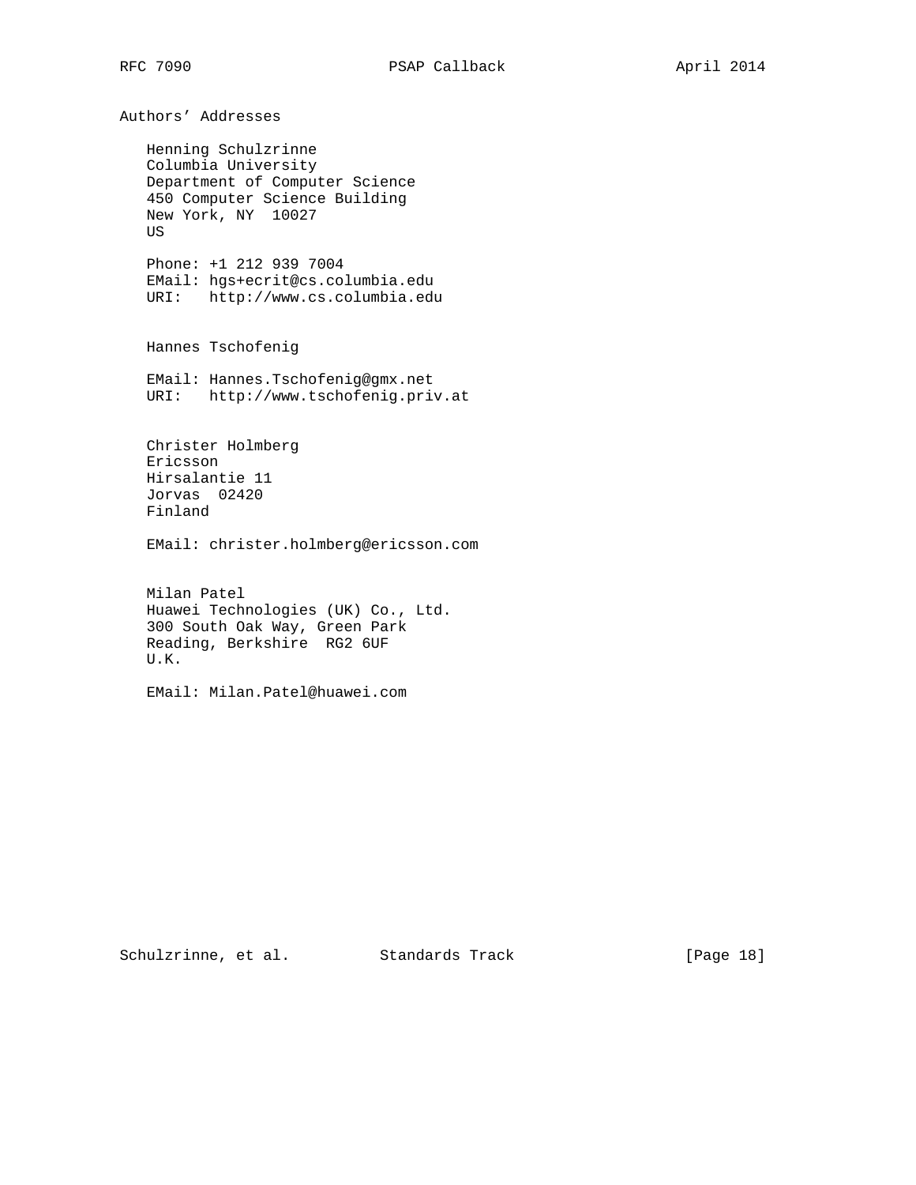## Authors' Addresses

Henning Schulzrinne
Columbia University
Department of Computer Science
450 Computer Science Building
New York, NY  10027
US

Phone: +1 212 939 7004
EMail: hgs+ecrit@cs.columbia.edu
URI:   http://www.cs.columbia.edu

Hannes Tschofenig

EMail: Hannes.Tschofenig@gmx.net
URI:   http://www.tschofenig.priv.at

Christer Holmberg
Ericsson
Hirsalantie 11
Jorvas  02420
Finland

EMail: christer.holmberg@ericsson.com

Milan Patel
Huawei Technologies (UK) Co., Ltd.
300 South Oak Way, Green Park
Reading, Berkshire  RG2 6UF
U.K.

EMail: Milan.Patel@huawei.com